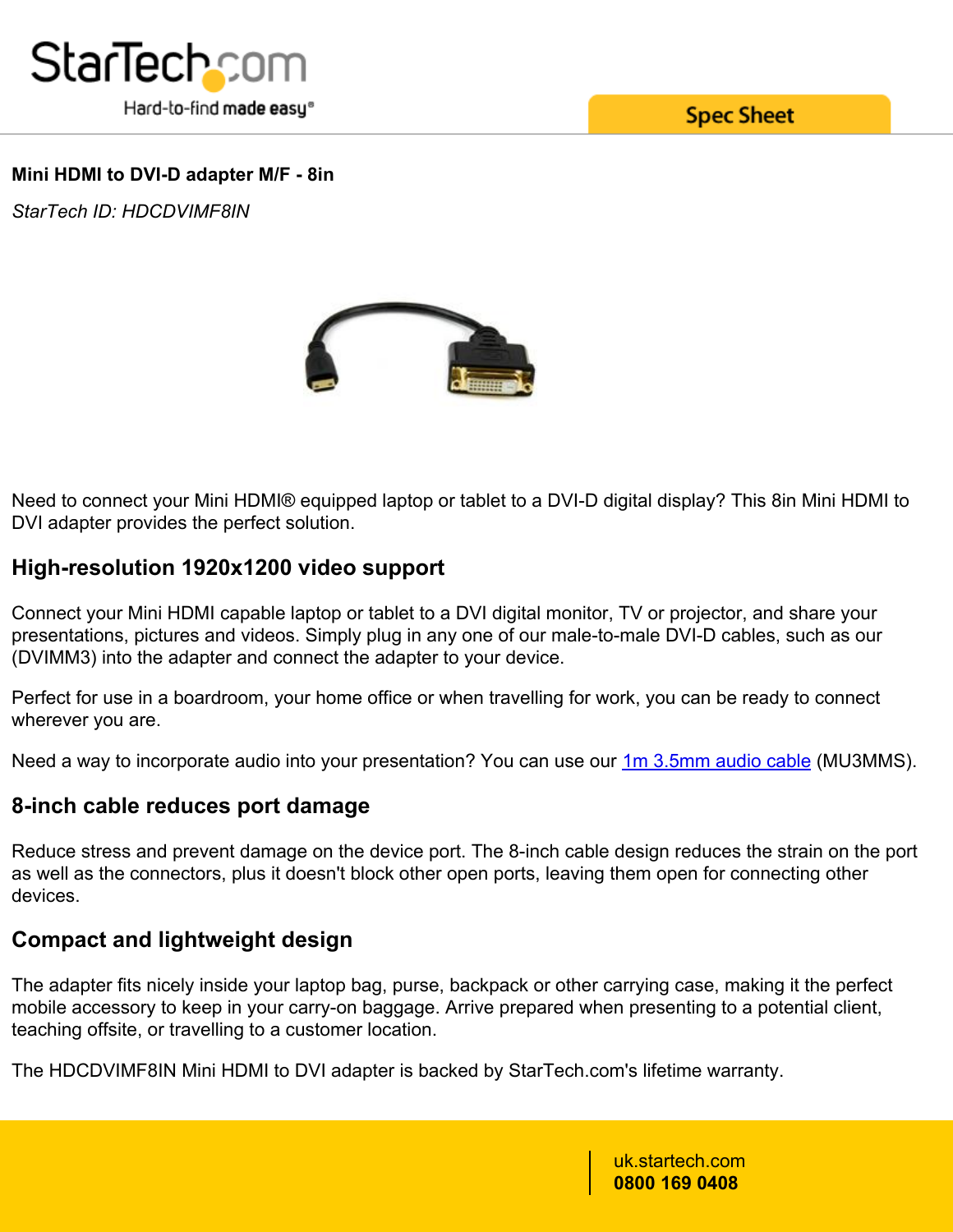# Mini HDMI to DVI-D adapter M/F - 8in

*StarTech ID: HDCDVIMF8IN*

Need to connect your Mini HDMI® equipped laptop or tablet to a DVI-D digital display? This 8in Mini HDMI to DVI adapter provides the perfect solution.

## High-resolution 1920x1200 video support

Connect your Mini HDMI capable laptop or tablet to a DVI digital monitor, TV or projector, and share your presentations, pictures and videos. Simply plug in any one of our male-to-male DVI-D cables, such as our (DVIMM3) into the adapter and connect the adapter to your device.

Perfect for use in a boardroom, your home office or when travelling for work, you can be ready to connect wherever you are.

Need a way to incorporate audio into your presentation? You can use our [1m 3.5mm audio cable] (MU3MMS).

## 8-inch cable reduces port damage

Reduce stress and prevent damage on the device port. The 8-inch cable design reduces the strain on the port as well as the connectors, plus it doesn't block other open ports, leaving them open for connecting other devices.

## Compact and lightweight design

The adapter fits nicely inside your laptop bag, purse, backpack or other carrying case, making it the perfect mobile accessory to keep in your carry-on baggage. Arrive prepared when presenting to a potential client, teaching offsite, or travelling to a customer location.

The HDCDVIMF8IN Mini HDMI to DVI adapter is backed by StarTech.com's lifetime warranty.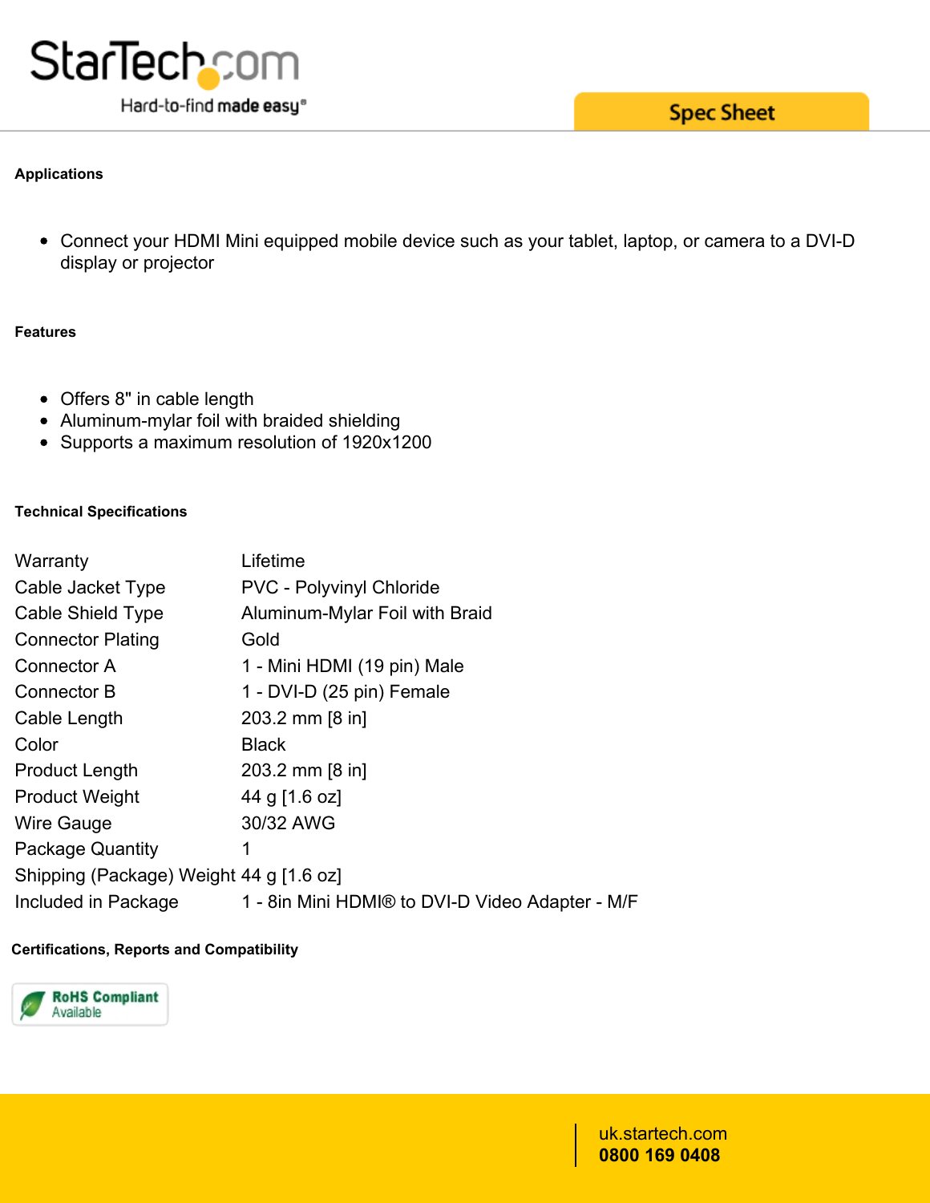### Applications

- Connect your HDMI Mini equipped mobile device such as your tablet, laptop, or camera to a DVI-D display or projector

### Features

- Offers 8" in cable length
- Aluminum-mylar foil with braided shielding
- Supports a maximum resolution of 1920x1200

### Technical Specifications

| | |
|---|---|
| Warranty | Lifetime |
| Cable Jacket Type | PVC - Polyvinyl Chloride |
| Cable Shield Type | Aluminum-Mylar Foil with Braid |
| Connector Plating | Gold |
| Connector A | 1 - Mini HDMI (19 pin) Male |
| Connector B | 1 - DVI-D (25 pin) Female |
| Cable Length | 203.2 mm [8 in] |
| Color | Black |
| Product Length | 203.2 mm [8 in] |
| Product Weight | 44 g [1.6 oz] |
| Wire Gauge | 30/32 AWG |
| Package Quantity | 1 |
| Shipping (Package) Weight | 44 g [1.6 oz] |
| Included in Package | 1 - 8in Mini HDMI® to DVI-D Video Adapter - M/F |

### Certifications, Reports and Compatibility

RoHS Compliant
Available

uk.startech.com
**0800 169 0408**